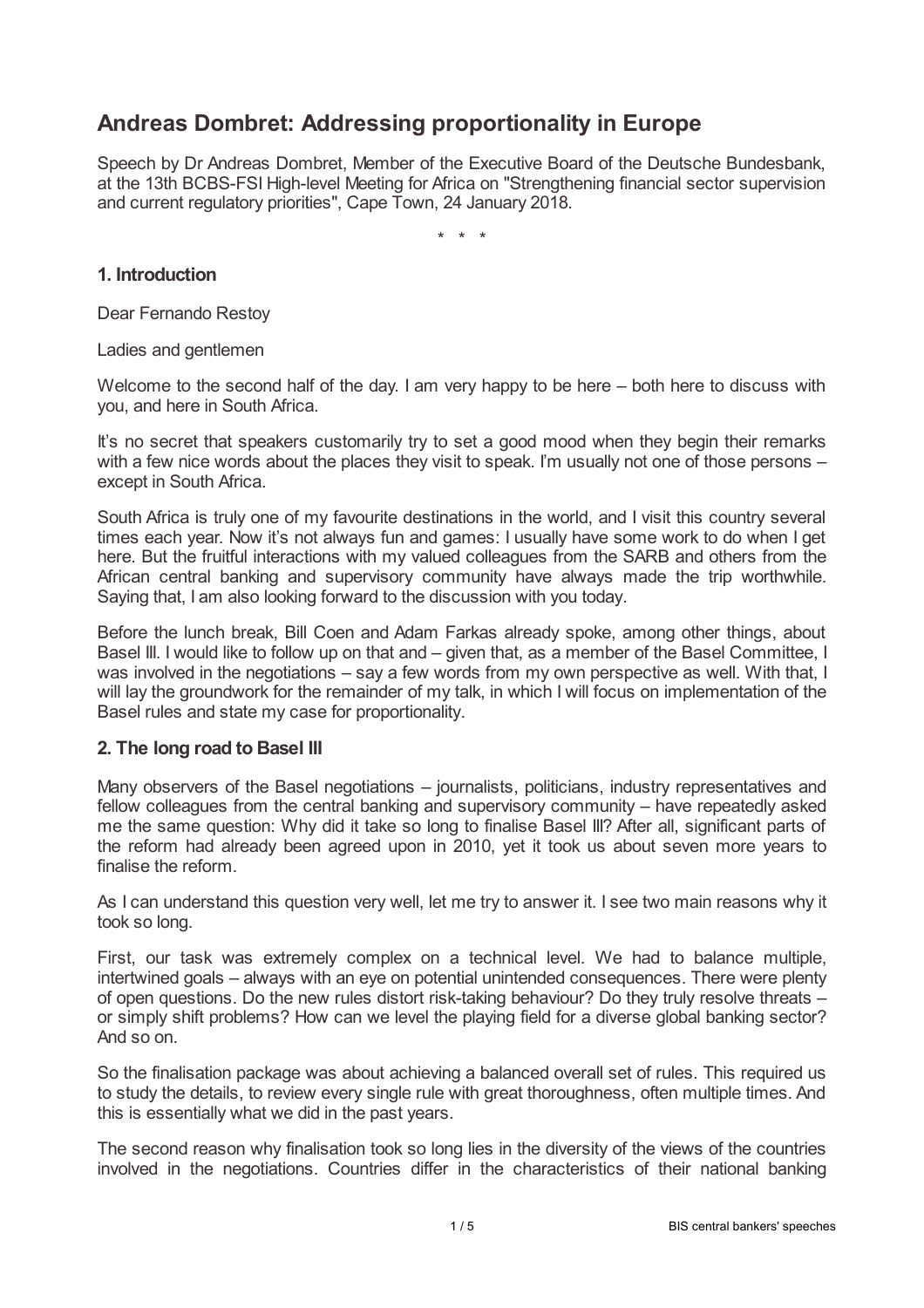# Andreas Dombret: Addressing proportionality in Europe

Speech by Dr Andreas Dombret, Member of the Executive Board of the Deutsche Bundesbank, at the 13th BCBS-FSI High-level Meeting for Africa on "Strengthening financial sector supervision and current regulatory priorities", Cape Town, 24 January 2018.

\* \* \*

## 1. Introduction

Dear Fernando Restoy

Ladies and gentlemen

Welcome to the second half of the day. I am very happy to be here – both here to discuss with you, and here in South Africa.

It's no secret that speakers customarily try to set a good mood when they begin their remarks with a few nice words about the places they visit to speak. I'm usually not one of those persons – except in South Africa.

South Africa is truly one of my favourite destinations in the world, and I visit this country several times each year. Now it's not always fun and games: I usually have some work to do when I get here. But the fruitful interactions with my valued colleagues from the SARB and others from the African central banking and supervisory community have always made the trip worthwhile. Saying that, I am also looking forward to the discussion with you today.

Before the lunch break, Bill Coen and Adam Farkas already spoke, among other things, about Basel III. I would like to follow up on that and – given that, as a member of the Basel Committee, I was involved in the negotiations – say a few words from my own perspective as well. With that, I will lay the groundwork for the remainder of my talk, in which I will focus on implementation of the Basel rules and state my case for proportionality.

## 2. The long road to Basel III

Many observers of the Basel negotiations – journalists, politicians, industry representatives and fellow colleagues from the central banking and supervisory community – have repeatedly asked me the same question: Why did it take so long to finalise Basel III? After all, significant parts of the reform had already been agreed upon in 2010, yet it took us about seven more years to finalise the reform.

As I can understand this question very well, let me try to answer it. I see two main reasons why it took so long.

First, our task was extremely complex on a technical level. We had to balance multiple, intertwined goals – always with an eye on potential unintended consequences. There were plenty of open questions. Do the new rules distort risk-taking behaviour? Do they truly resolve threats – or simply shift problems? How can we level the playing field for a diverse global banking sector? And so on.

So the finalisation package was about achieving a balanced overall set of rules. This required us to study the details, to review every single rule with great thoroughness, often multiple times. And this is essentially what we did in the past years.

The second reason why finalisation took so long lies in the diversity of the views of the countries involved in the negotiations. Countries differ in the characteristics of their national banking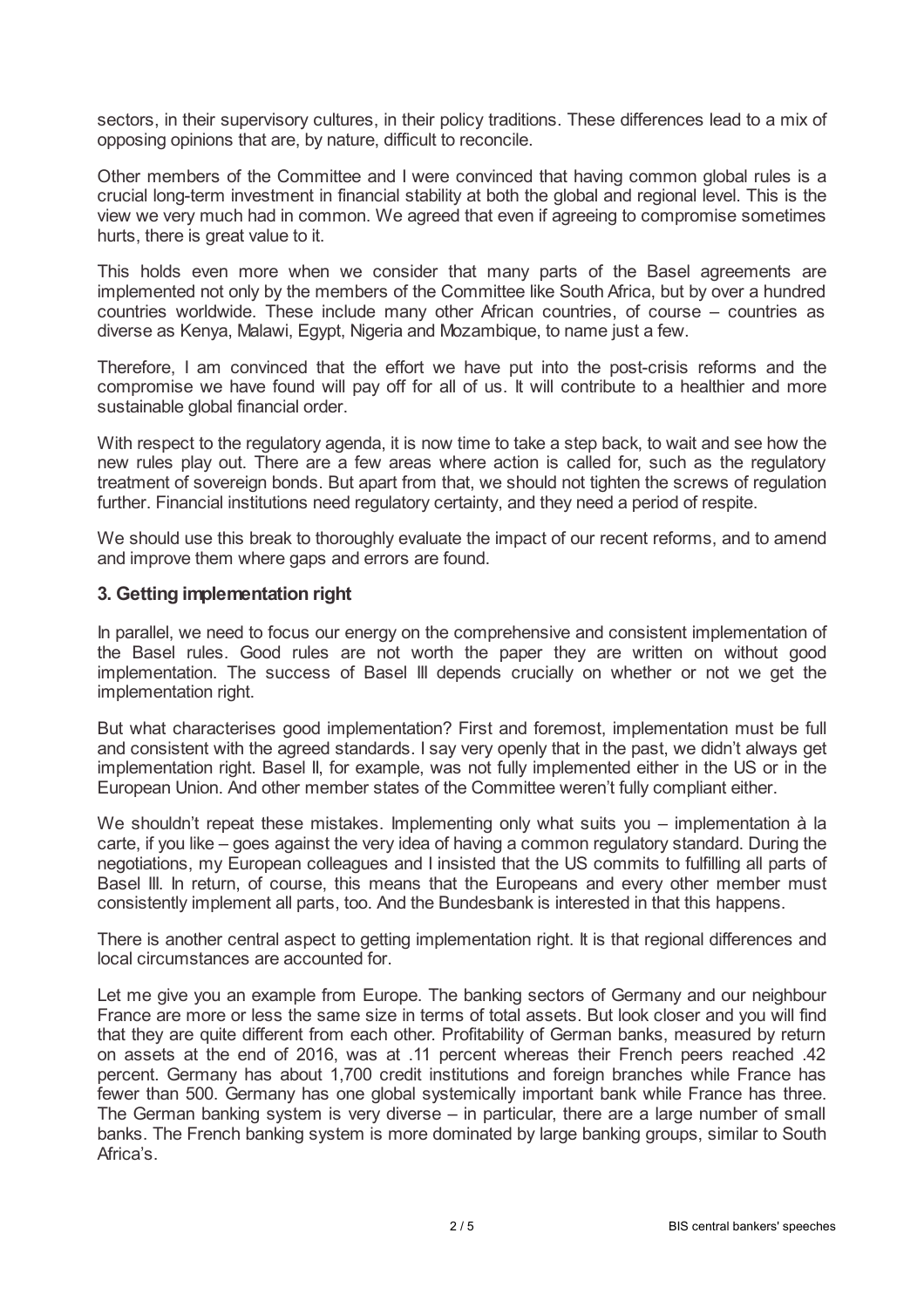sectors, in their supervisory cultures, in their policy traditions. These differences lead to a mix of opposing opinions that are, by nature, difficult to reconcile.

Other members of the Committee and I were convinced that having common global rules is a crucial long-term investment in financial stability at both the global and regional level. This is the view we very much had in common. We agreed that even if agreeing to compromise sometimes hurts, there is great value to it.

This holds even more when we consider that many parts of the Basel agreements are implemented not only by the members of the Committee like South Africa, but by over a hundred countries worldwide. These include many other African countries, of course – countries as diverse as Kenya, Malawi, Egypt, Nigeria and Mozambique, to name just a few.

Therefore, I am convinced that the effort we have put into the post-crisis reforms and the compromise we have found will pay off for all of us. It will contribute to a healthier and more sustainable global financial order.

With respect to the regulatory agenda, it is now time to take a step back, to wait and see how the new rules play out. There are a few areas where action is called for, such as the regulatory treatment of sovereign bonds. But apart from that, we should not tighten the screws of regulation further. Financial institutions need regulatory certainty, and they need a period of respite.

We should use this break to thoroughly evaluate the impact of our recent reforms, and to amend and improve them where gaps and errors are found.

### 3. Getting implementation right

In parallel, we need to focus our energy on the comprehensive and consistent implementation of the Basel rules. Good rules are not worth the paper they are written on without good implementation. The success of Basel III depends crucially on whether or not we get the implementation right.

But what characterises good implementation? First and foremost, implementation must be full and consistent with the agreed standards. I say very openly that in the past, we didn't always get implementation right. Basel II, for example, was not fully implemented either in the US or in the European Union. And other member states of the Committee weren't fully compliant either.

We shouldn't repeat these mistakes. Implementing only what suits you – implementation à la carte, if you like – goes against the very idea of having a common regulatory standard. During the negotiations, my European colleagues and I insisted that the US commits to fulfilling all parts of Basel III. In return, of course, this means that the Europeans and every other member must consistently implement all parts, too. And the Bundesbank is interested in that this happens.

There is another central aspect to getting implementation right. It is that regional differences and local circumstances are accounted for.

Let me give you an example from Europe. The banking sectors of Germany and our neighbour France are more or less the same size in terms of total assets. But look closer and you will find that they are quite different from each other. Profitability of German banks, measured by return on assets at the end of 2016, was at .11 percent whereas their French peers reached .42 percent. Germany has about 1,700 credit institutions and foreign branches while France has fewer than 500. Germany has one global systemically important bank while France has three. The German banking system is very diverse – in particular, there are a large number of small banks. The French banking system is more dominated by large banking groups, similar to South Africa's.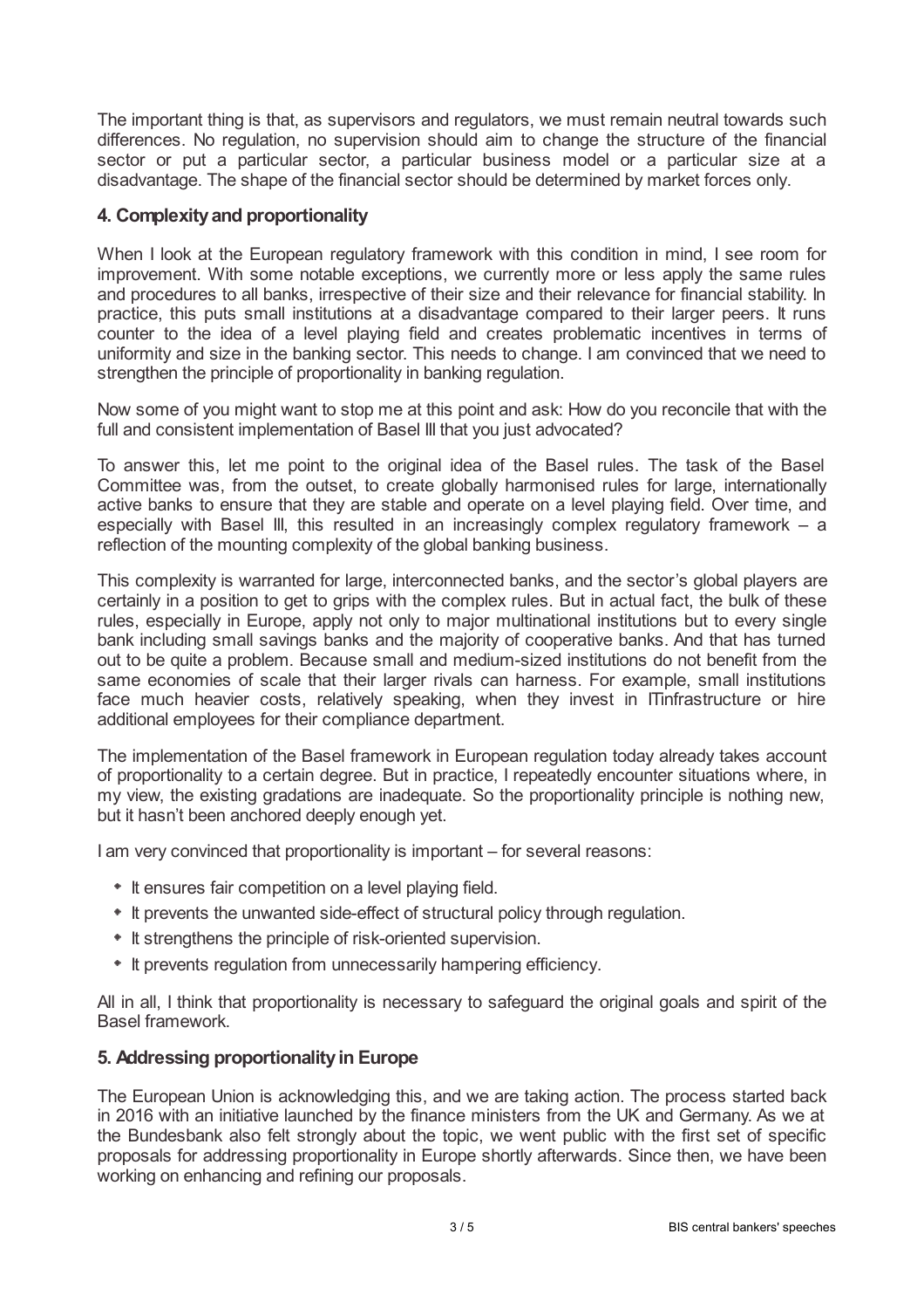The important thing is that, as supervisors and regulators, we must remain neutral towards such differences. No regulation, no supervision should aim to change the structure of the financial sector or put a particular sector, a particular business model or a particular size at a disadvantage. The shape of the financial sector should be determined by market forces only.

## 4. Complexity and proportionality

When I look at the European regulatory framework with this condition in mind, I see room for improvement. With some notable exceptions, we currently more or less apply the same rules and procedures to all banks, irrespective of their size and their relevance for financial stability. In practice, this puts small institutions at a disadvantage compared to their larger peers. It runs counter to the idea of a level playing field and creates problematic incentives in terms of uniformity and size in the banking sector. This needs to change. I am convinced that we need to strengthen the principle of proportionality in banking regulation.

Now some of you might want to stop me at this point and ask: How do you reconcile that with the full and consistent implementation of Basel III that you just advocated?

To answer this, let me point to the original idea of the Basel rules. The task of the Basel Committee was, from the outset, to create globally harmonised rules for large, internationally active banks to ensure that they are stable and operate on a level playing field. Over time, and especially with Basel III, this resulted in an increasingly complex regulatory framework – a reflection of the mounting complexity of the global banking business.

This complexity is warranted for large, interconnected banks, and the sector's global players are certainly in a position to get to grips with the complex rules. But in actual fact, the bulk of these rules, especially in Europe, apply not only to major multinational institutions but to every single bank including small savings banks and the majority of cooperative banks. And that has turned out to be quite a problem. Because small and medium-sized institutions do not benefit from the same economies of scale that their larger rivals can harness. For example, small institutions face much heavier costs, relatively speaking, when they invest in IT infrastructure or hire additional employees for their compliance department.

The implementation of the Basel framework in European regulation today already takes account of proportionality to a certain degree. But in practice, I repeatedly encounter situations where, in my view, the existing gradations are inadequate. So the proportionality principle is nothing new, but it hasn't been anchored deeply enough yet.

I am very convinced that proportionality is important – for several reasons:

- It ensures fair competition on a level playing field.
- It prevents the unwanted side-effect of structural policy through regulation.
- It strengthens the principle of risk-oriented supervision.
- It prevents regulation from unnecessarily hampering efficiency.

All in all, I think that proportionality is necessary to safeguard the original goals and spirit of the Basel framework.

## 5. Addressing proportionality in Europe

The European Union is acknowledging this, and we are taking action. The process started back in 2016 with an initiative launched by the finance ministers from the UK and Germany. As we at the Bundesbank also felt strongly about the topic, we went public with the first set of specific proposals for addressing proportionality in Europe shortly afterwards. Since then, we have been working on enhancing and refining our proposals.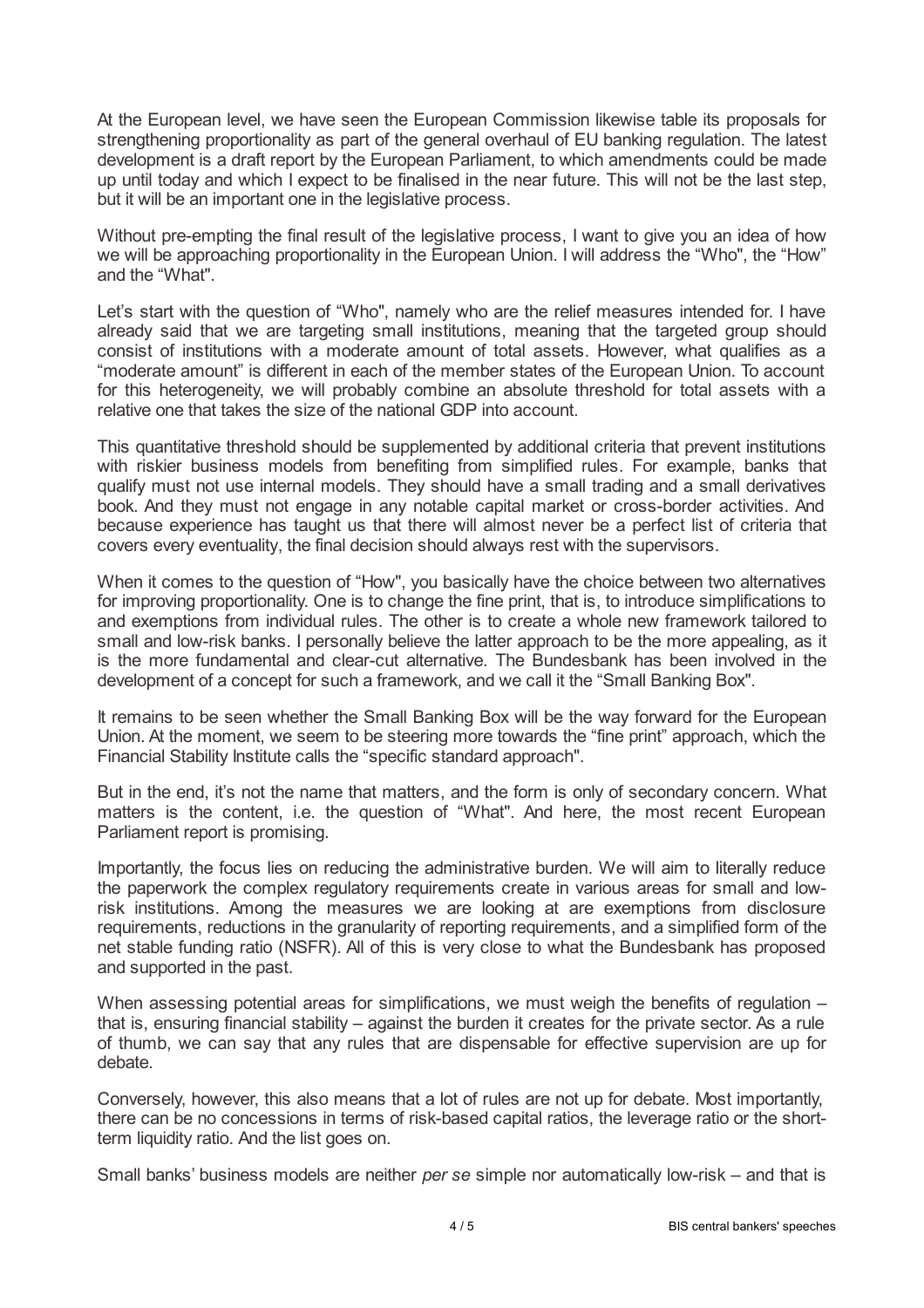At the European level, we have seen the European Commission likewise table its proposals for strengthening proportionality as part of the general overhaul of EU banking regulation. The latest development is a draft report by the European Parliament, to which amendments could be made up until today and which I expect to be finalised in the near future. This will not be the last step, but it will be an important one in the legislative process.

Without pre-empting the final result of the legislative process, I want to give you an idea of how we will be approaching proportionality in the European Union. I will address the "Who", the "How" and the "What".

Let's start with the question of "Who", namely who are the relief measures intended for. I have already said that we are targeting small institutions, meaning that the targeted group should consist of institutions with a moderate amount of total assets. However, what qualifies as a "moderate amount" is different in each of the member states of the European Union. To account for this heterogeneity, we will probably combine an absolute threshold for total assets with a relative one that takes the size of the national GDP into account.

This quantitative threshold should be supplemented by additional criteria that prevent institutions with riskier business models from benefiting from simplified rules. For example, banks that qualify must not use internal models. They should have a small trading and a small derivatives book. And they must not engage in any notable capital market or cross-border activities. And because experience has taught us that there will almost never be a perfect list of criteria that covers every eventuality, the final decision should always rest with the supervisors.

When it comes to the question of "How", you basically have the choice between two alternatives for improving proportionality. One is to change the fine print, that is, to introduce simplifications to and exemptions from individual rules. The other is to create a whole new framework tailored to small and low-risk banks. I personally believe the latter approach to be the more appealing, as it is the more fundamental and clear-cut alternative. The Bundesbank has been involved in the development of a concept for such a framework, and we call it the "Small Banking Box".

It remains to be seen whether the Small Banking Box will be the way forward for the European Union. At the moment, we seem to be steering more towards the "fine print" approach, which the Financial Stability Institute calls the "specific standard approach".

But in the end, it's not the name that matters, and the form is only of secondary concern. What matters is the content, i.e. the question of "What". And here, the most recent European Parliament report is promising.

Importantly, the focus lies on reducing the administrative burden. We will aim to literally reduce the paperwork the complex regulatory requirements create in various areas for small and low-risk institutions. Among the measures we are looking at are exemptions from disclosure requirements, reductions in the granularity of reporting requirements, and a simplified form of the net stable funding ratio (NSFR). All of this is very close to what the Bundesbank has proposed and supported in the past.

When assessing potential areas for simplifications, we must weigh the benefits of regulation – that is, ensuring financial stability – against the burden it creates for the private sector. As a rule of thumb, we can say that any rules that are dispensable for effective supervision are up for debate.

Conversely, however, this also means that a lot of rules are not up for debate. Most importantly, there can be no concessions in terms of risk-based capital ratios, the leverage ratio or the short-term liquidity ratio. And the list goes on.

Small banks' business models are neither *per se* simple nor automatically low-risk – and that is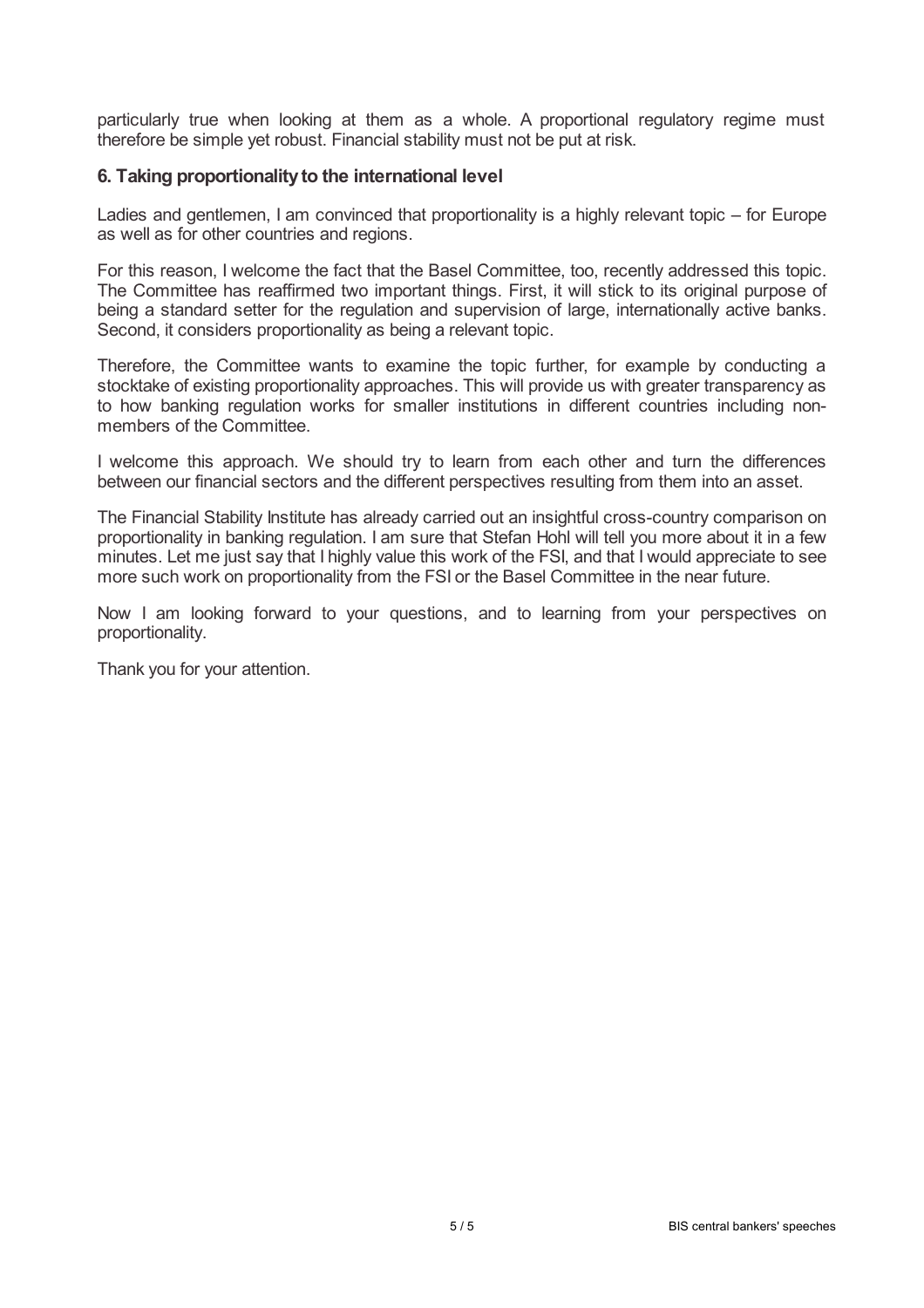particularly true when looking at them as a whole. A proportional regulatory regime must therefore be simple yet robust. Financial stability must not be put at risk.

### 6. Taking proportionality to the international level

Ladies and gentlemen, I am convinced that proportionality is a highly relevant topic – for Europe as well as for other countries and regions.

For this reason, I welcome the fact that the Basel Committee, too, recently addressed this topic. The Committee has reaffirmed two important things. First, it will stick to its original purpose of being a standard setter for the regulation and supervision of large, internationally active banks. Second, it considers proportionality as being a relevant topic.

Therefore, the Committee wants to examine the topic further, for example by conducting a stocktake of existing proportionality approaches. This will provide us with greater transparency as to how banking regulation works for smaller institutions in different countries including non-members of the Committee.

I welcome this approach. We should try to learn from each other and turn the differences between our financial sectors and the different perspectives resulting from them into an asset.

The Financial Stability Institute has already carried out an insightful cross-country comparison on proportionality in banking regulation. I am sure that Stefan Hohl will tell you more about it in a few minutes. Let me just say that I highly value this work of the FSI, and that I would appreciate to see more such work on proportionality from the FSI or the Basel Committee in the near future.

Now I am looking forward to your questions, and to learning from your perspectives on proportionality.

Thank you for your attention.